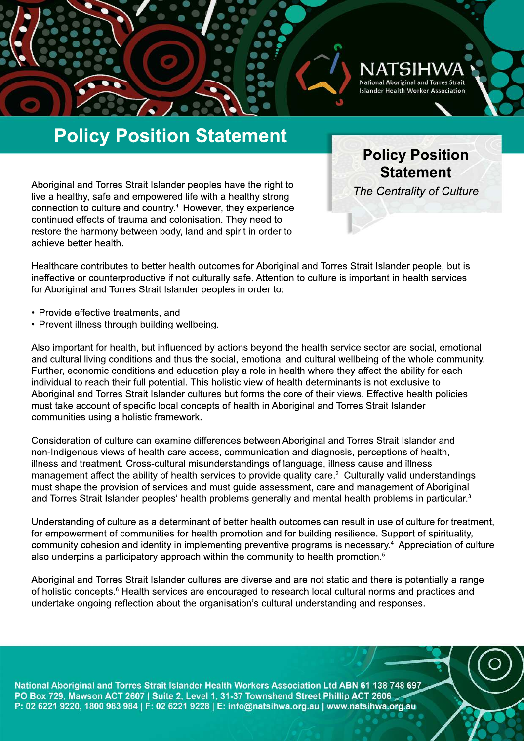# Policy Position Statement

## Policy Position Statement

*The Centrality of Culture*

Aboriginal and Torres Strait Islander peoples have the right to live a healthy, safe and empowered life with a healthy strong connection to culture and country.[1] However, they experience continued effects of trauma and colonisation. They need to restore the harmony between body, land and spirit in order to achieve better health.

Healthcare contributes to better health outcomes for Aboriginal and Torres Strait Islander people, but is ineffective or counterproductive if not culturally safe. Attention to culture is important in health services for Aboriginal and Torres Strait Islander peoples in order to:

- Provide effective treatments, and
- Prevent illness through building wellbeing.

Also important for health, but influenced by actions beyond the health service sector are social, emotional and cultural living conditions and thus the social, emotional and cultural wellbeing of the whole community. Further, economic conditions and education play a role in health where they affect the ability for each individual to reach their full potential. This holistic view of health determinants is not exclusive to Aboriginal and Torres Strait Islander cultures but forms the core of their views. Effective health policies must take account of specific local concepts of health in Aboriginal and Torres Strait Islander communities using a holistic framework.

Consideration of culture can examine differences between Aboriginal and Torres Strait Islander and non-Indigenous views of health care access, communication and diagnosis, perceptions of health, illness and treatment. Cross-cultural misunderstandings of language, illness cause and illness management affect the ability of health services to provide quality care.[2] Culturally valid understandings must shape the provision of services and must guide assessment, care and management of Aboriginal and Torres Strait Islander peoples' health problems generally and mental health problems in particular.[3]

Understanding of culture as a determinant of better health outcomes can result in use of culture for treatment, for empowerment of communities for health promotion and for building resilience. Support of spirituality, community cohesion and identity in implementing preventive programs is necessary.[4] Appreciation of culture also underpins a participatory approach within the community to health promotion.[5]

Aboriginal and Torres Strait Islander cultures are diverse and are not static and there is potentially a range of holistic concepts.[6] Health services are encouraged to research local cultural norms and practices and undertake ongoing reflection about the organisation's cultural understanding and responses.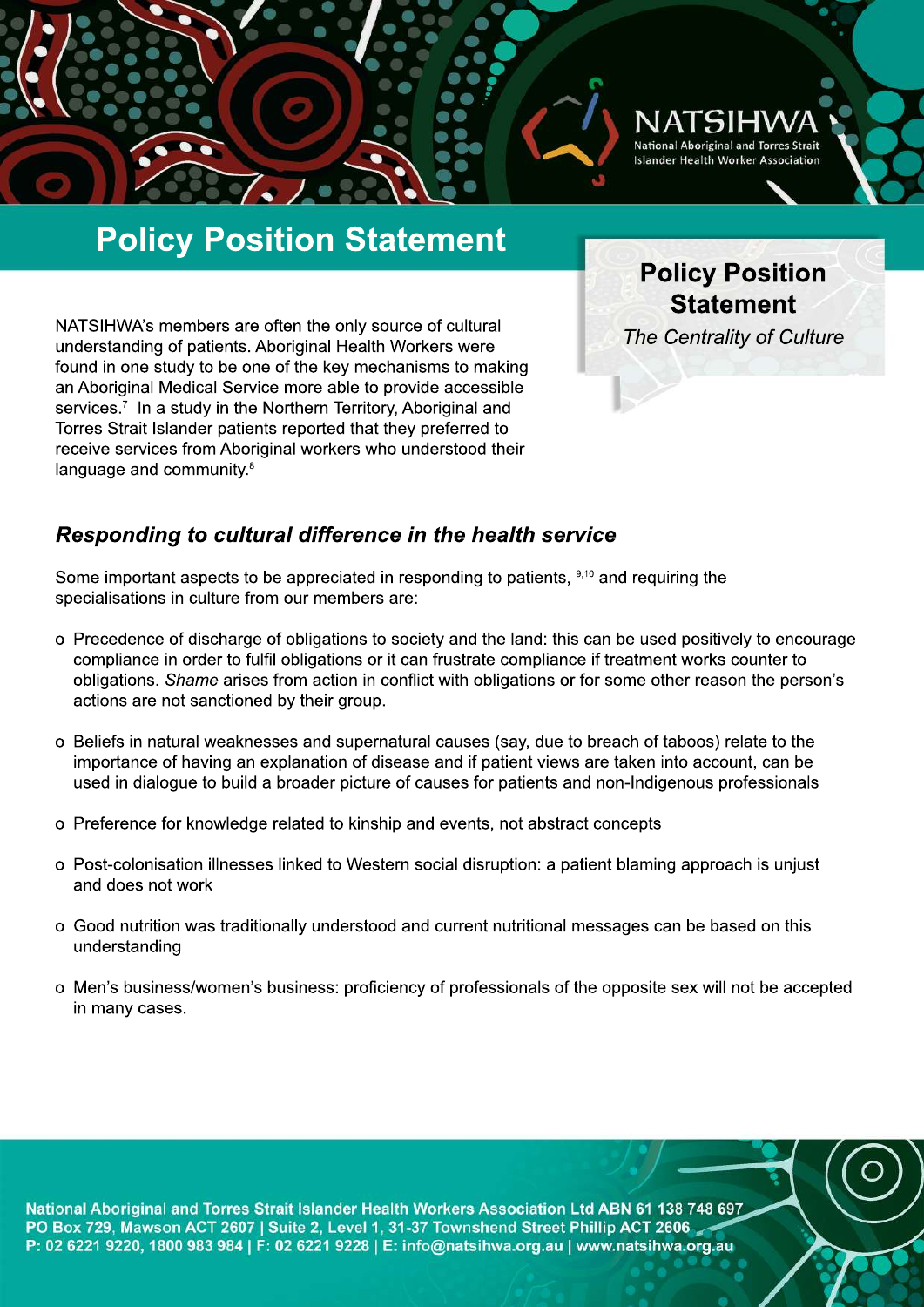# Policy Position Statement

**Policy Position Statement**

*The Centrality of Culture*

NATSIHWA's members are often the only source of cultural understanding of patients. Aboriginal Health Workers were found in one study to be one of the key mechanisms to making an Aboriginal Medical Service more able to provide accessible services.[7] In a study in the Northern Territory, Aboriginal and Torres Strait Islander patients reported that they preferred to receive services from Aboriginal workers who understood their language and community.[8]

## *Responding to cultural difference in the health service*

Some important aspects to be appreciated in responding to patients,[9,10] and requiring the specialisations in culture from our members are:

- Precedence of discharge of obligations to society and the land: this can be used positively to encourage compliance in order to fulfil obligations or it can frustrate compliance if treatment works counter to obligations. *Shame* arises from action in conflict with obligations or for some other reason the person's actions are not sanctioned by their group.
- Beliefs in natural weaknesses and supernatural causes (say, due to breach of taboos) relate to the importance of having an explanation of disease and if patient views are taken into account, can be used in dialogue to build a broader picture of causes for patients and non-Indigenous professionals
- Preference for knowledge related to kinship and events, not abstract concepts
- Post-colonisation illnesses linked to Western social disruption: a patient blaming approach is unjust and does not work
- Good nutrition was traditionally understood and current nutritional messages can be based on this understanding
- Men's business/women's business: proficiency of professionals of the opposite sex will not be accepted in many cases.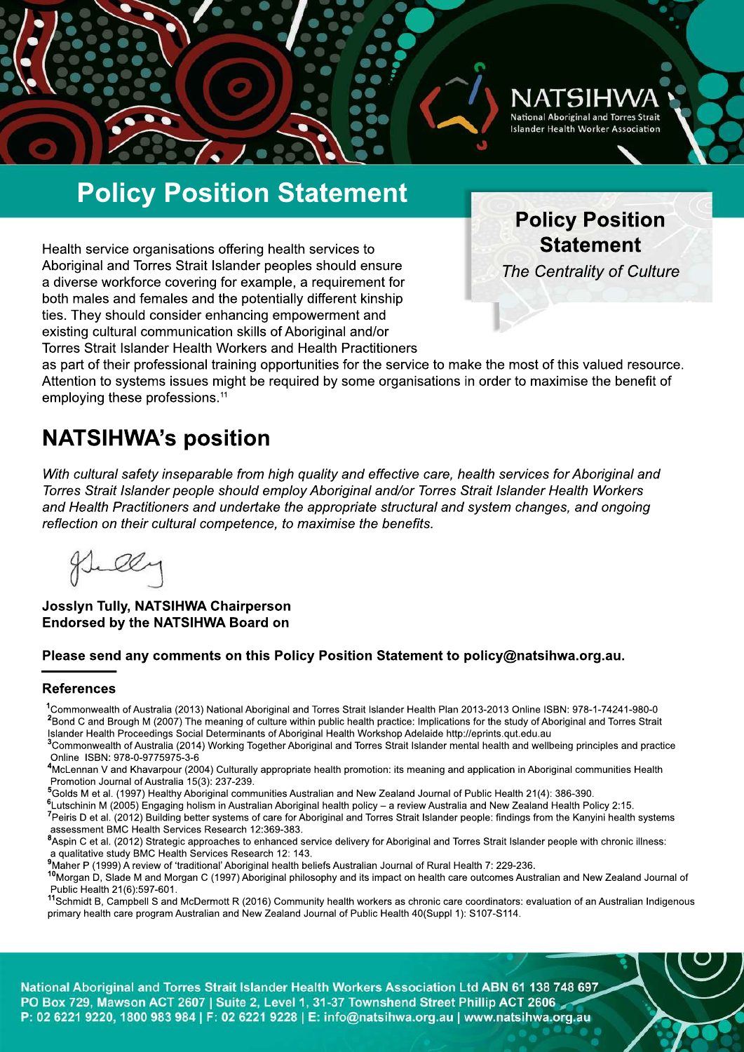# Policy Position Statement

**Policy Position Statement**

*The Centrality of Culture*

Health service organisations offering health services to Aboriginal and Torres Strait Islander peoples should ensure a diverse workforce covering for example, a requirement for both males and females and the potentially different kinship ties. They should consider enhancing empowerment and existing cultural communication skills of Aboriginal and/or Torres Strait Islander Health Workers and Health Practitioners as part of their professional training opportunities for the service to make the most of this valued resource. Attention to systems issues might be required by some organisations in order to maximise the benefit of employing these professions.[11]

## NATSIHWA's position

*With cultural safety inseparable from high quality and effective care, health services for Aboriginal and Torres Strait Islander people should employ Aboriginal and/or Torres Strait Islander Health Workers and Health Practitioners and undertake the appropriate structural and system changes, and ongoing reflection on their cultural competence, to maximise the benefits.*

**Josslyn Tully, NATSIHWA Chairperson**
**Endorsed by the NATSIHWA Board on**

**Please send any comments on this Policy Position Statement to policy@natsihwa.org.au.**

### References

[1] Commonwealth of Australia (2013) National Aboriginal and Torres Strait Islander Health Plan 2013-2013 Online ISBN: 978-1-74241-980-0

[2] Bond C and Brough M (2007) The meaning of culture within public health practice: Implications for the study of Aboriginal and Torres Strait Islander Health Proceedings Social Determinants of Aboriginal Health Workshop Adelaide http://eprints.qut.edu.au

[3] Commonwealth of Australia (2014) Working Together Aboriginal and Torres Strait Islander mental health and wellbeing principles and practice Online ISBN: 978-0-9775975-3-6

[4] McLennan V and Khavarpour (2004) Culturally appropriate health promotion: its meaning and application in Aboriginal communities Health Promotion Journal of Australia 15(3): 237-239.

[5] Golds M et al. (1997) Healthy Aboriginal communities Australian and New Zealand Journal of Public Health 21(4): 386-390.

[6] Lutschinin M (2005) Engaging holism in Australian Aboriginal health policy – a review Australia and New Zealand Health Policy 2:15.

[7] Peiris D et al. (2012) Building better systems of care for Aboriginal and Torres Strait Islander people: findings from the Kanyini health systems assessment BMC Health Services Research 12:369-383.

[8] Aspin C et al. (2012) Strategic approaches to enhanced service delivery for Aboriginal and Torres Strait Islander people with chronic illness: a qualitative study BMC Health Services Research 12: 143.

[9] Maher P (1999) A review of 'traditional' Aboriginal health beliefs Australian Journal of Rural Health 7: 229-236.

[10] Morgan D, Slade M and Morgan C (1997) Aboriginal philosophy and its impact on health care outcomes Australian and New Zealand Journal of Public Health 21(6):597-601.

[11] Schmidt B, Campbell S and McDermott R (2016) Community health workers as chronic care coordinators: evaluation of an Australian Indigenous primary health care program Australian and New Zealand Journal of Public Health 40(Suppl 1): S107-S114.

**National Aboriginal and Torres Strait Islander Health Workers Association Ltd ABN 61 138 748 697**
**PO Box 729, Mawson ACT 2607 | Suite 2, Level 1, 31-37 Townshend Street Phillip ACT 2606**
**P: 02 6221 9220, 1800 983 984 | F: 02 6221 9228 | E: info@natsihwa.org.au | www.natsihwa.org.au**